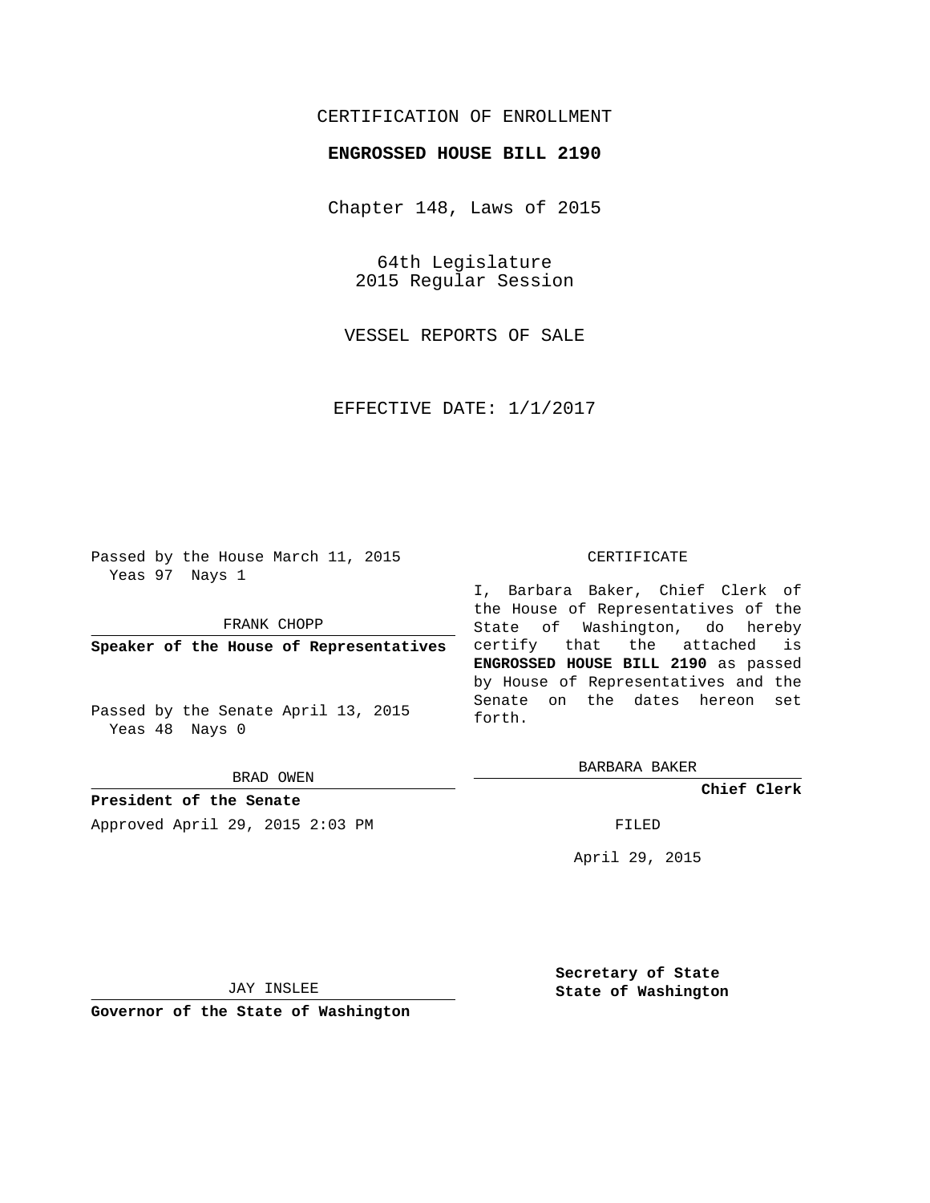CERTIFICATION OF ENROLLMENT

**ENGROSSED HOUSE BILL 2190**

Chapter 148, Laws of 2015

64th Legislature
2015 Regular Session

VESSEL REPORTS OF SALE

EFFECTIVE DATE: 1/1/2017

Passed by the House March 11, 2015
Yeas 97 Nays 1

FRANK CHOPP

**Speaker of the House of Representatives**

Passed by the Senate April 13, 2015
Yeas 48 Nays 0

BRAD OWEN

**President of the Senate**

CERTIFICATE

I, Barbara Baker, Chief Clerk of the House of Representatives of the State of Washington, do hereby certify that the attached is **ENGROSSED HOUSE BILL 2190** as passed by House of Representatives and the Senate on the dates hereon set forth.

BARBARA BAKER

**Chief Clerk**

Approved April 29, 2015 2:03 PM

FILED

April 29, 2015

JAY INSLEE

**Governor of the State of Washington**

**Secretary of State**
**State of Washington**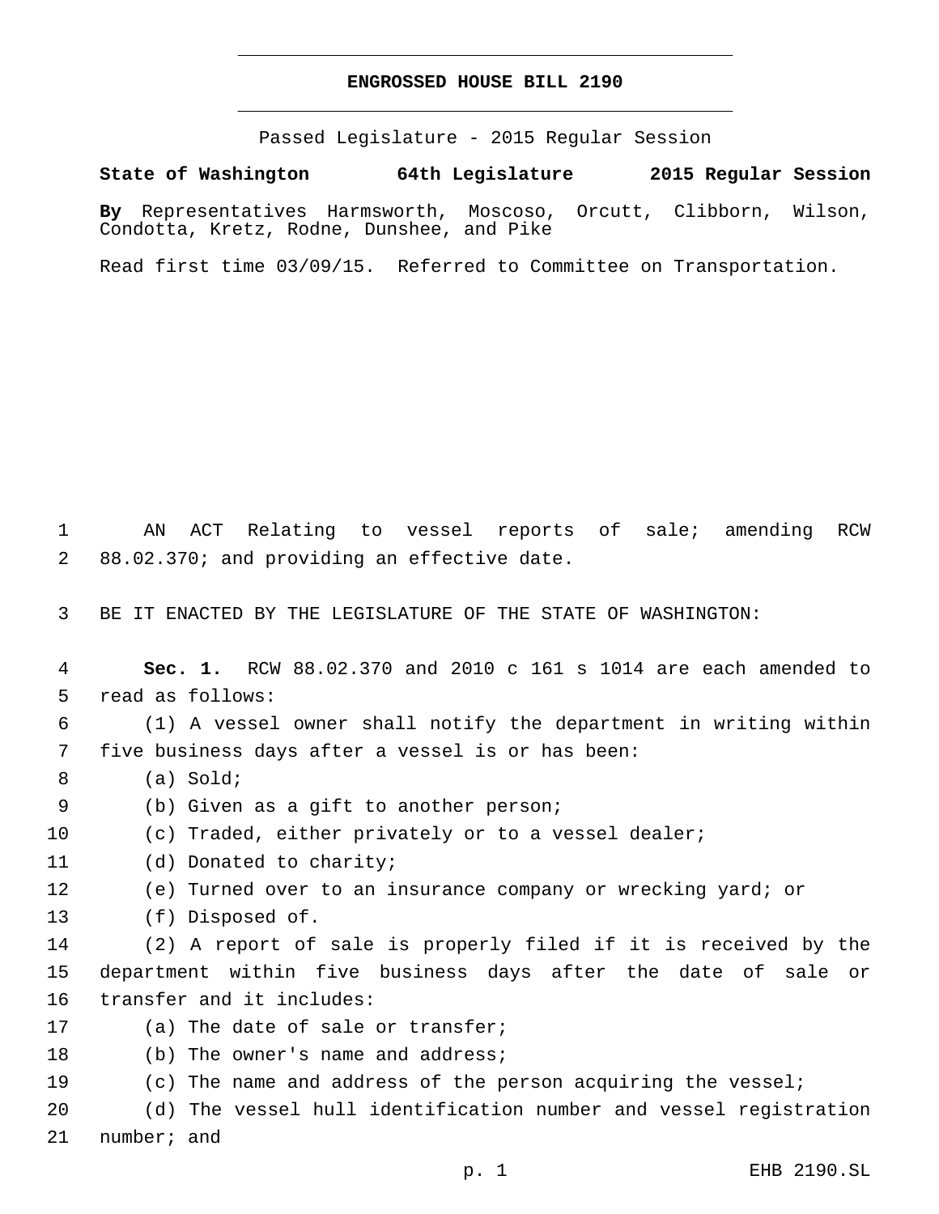# ENGROSSED HOUSE BILL 2190

Passed Legislature - 2015 Regular Session

**State of Washington 64th Legislature 2015 Regular Session**

**By** Representatives Harmsworth, Moscoso, Orcutt, Clibborn, Wilson, Condotta, Kretz, Rodne, Dunshee, and Pike

Read first time 03/09/15. Referred to Committee on Transportation.

AN ACT Relating to vessel reports of sale; amending RCW 88.02.370; and providing an effective date.

BE IT ENACTED BY THE LEGISLATURE OF THE STATE OF WASHINGTON:

**Sec. 1.** RCW 88.02.370 and 2010 c 161 s 1014 are each amended to read as follows:

(1) A vessel owner shall notify the department in writing within five business days after a vessel is or has been:

(a) Sold;

(b) Given as a gift to another person;

(c) Traded, either privately or to a vessel dealer;

(d) Donated to charity;

(e) Turned over to an insurance company or wrecking yard; or

(f) Disposed of.

(2) A report of sale is properly filed if it is received by the department within five business days after the date of sale or transfer and it includes:

(a) The date of sale or transfer;

(b) The owner's name and address;

(c) The name and address of the person acquiring the vessel;

(d) The vessel hull identification number and vessel registration number; and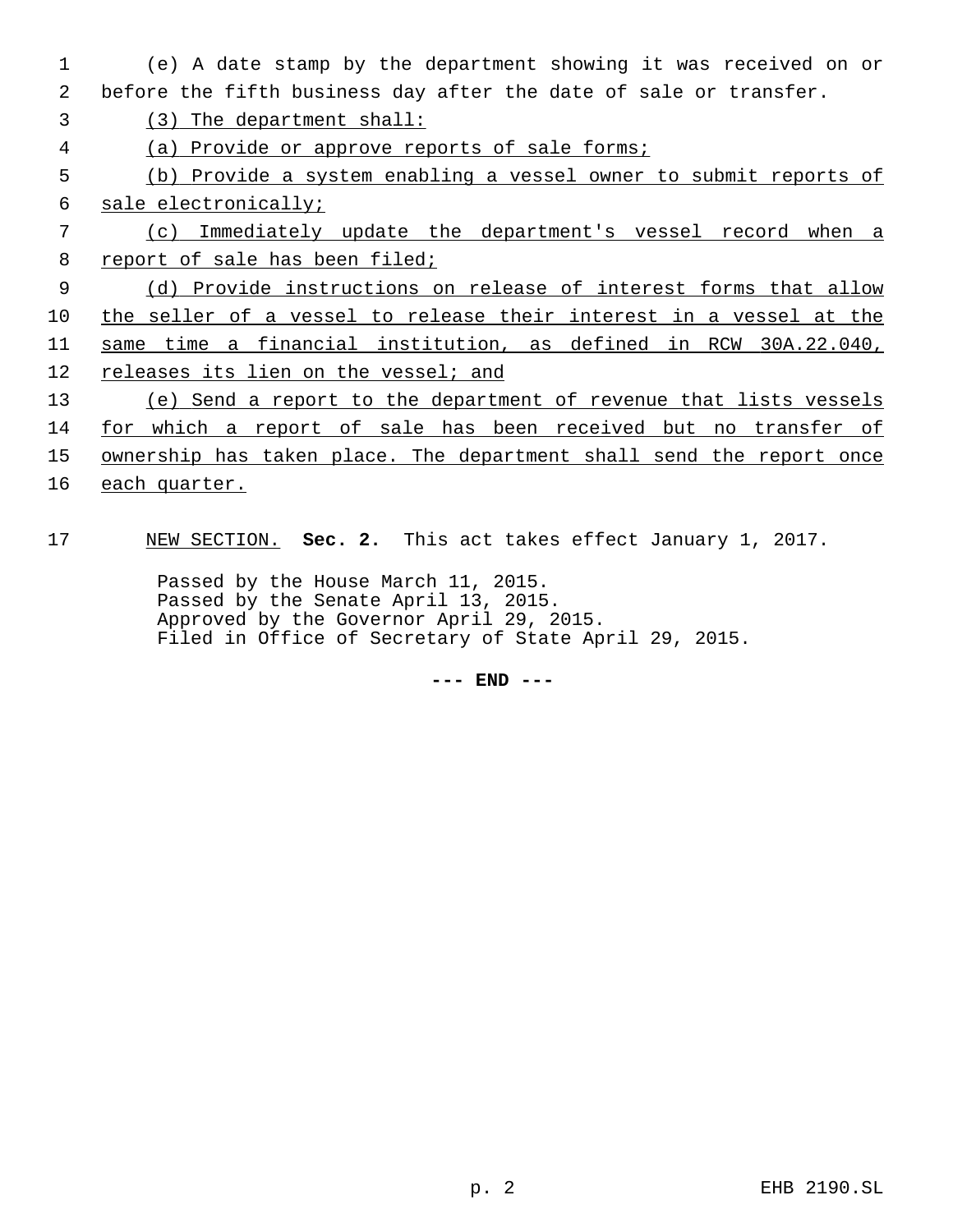(e) A date stamp by the department showing it was received on or before the fifth business day after the date of sale or transfer.

(3) The department shall:

(a) Provide or approve reports of sale forms;

(b) Provide a system enabling a vessel owner to submit reports of sale electronically;

(c) Immediately update the department's vessel record when a report of sale has been filed;

(d) Provide instructions on release of interest forms that allow the seller of a vessel to release their interest in a vessel at the same time a financial institution, as defined in RCW 30A.22.040, releases its lien on the vessel; and

(e) Send a report to the department of revenue that lists vessels for which a report of sale has been received but no transfer of ownership has taken place. The department shall send the report once each quarter.

NEW SECTION. **Sec. 2.** This act takes effect January 1, 2017.

Passed by the House March 11, 2015.
Passed by the Senate April 13, 2015.
Approved by the Governor April 29, 2015.
Filed in Office of Secretary of State April 29, 2015.

**--- END ---**